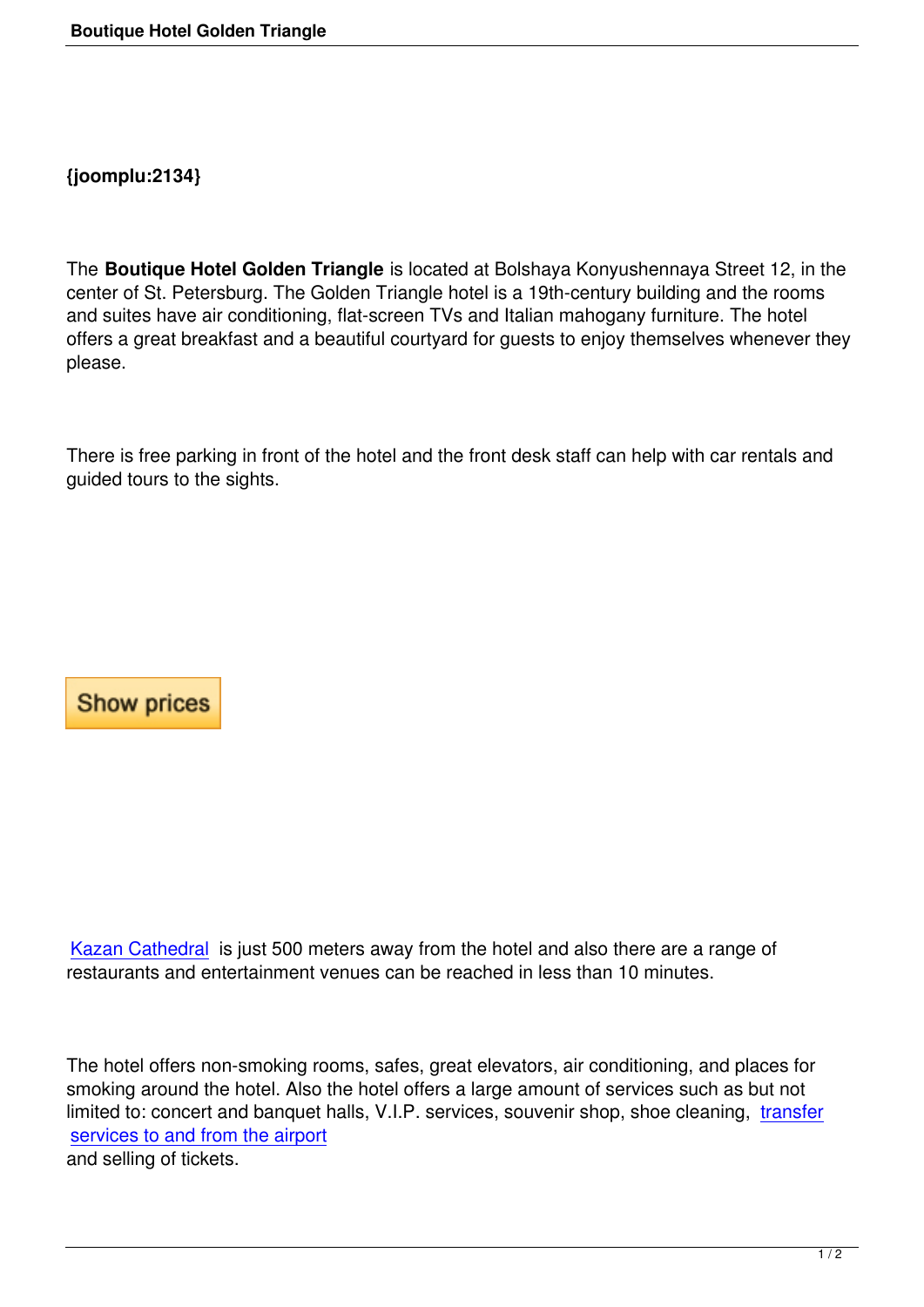{joomplu:2134}

The **Boutique Hotel Golden Triangle** is located at Bolshaya Konyushennaya Street 12, in the center of St. Petersburg. The Golden Triangle hotel is a 19th-century building and the rooms and suites have air conditioning, flat-screen TVs and Italian mahogany furniture. The hotel offers a great breakfast and a beautiful courtyard for guests to enjoy themselves whenever they please.

There is free parking in front of the hotel and the front desk staff can help with car rentals and guided tours to the sights.

Show prices

Kazan Cathedral is just 500 meters away from the hotel and also there are a range of restaurants and entertainment venues can be reached in less than 10 minutes.

The hotel offers non-smoking rooms, safes, great elevators, air conditioning, and places for smoking around the hotel. Also the hotel offers a large amount of services such as but not limited to: concert and banquet halls, V.I.P. services, souvenir shop, shoe cleaning, transfer services to and from the airport and selling of tickets.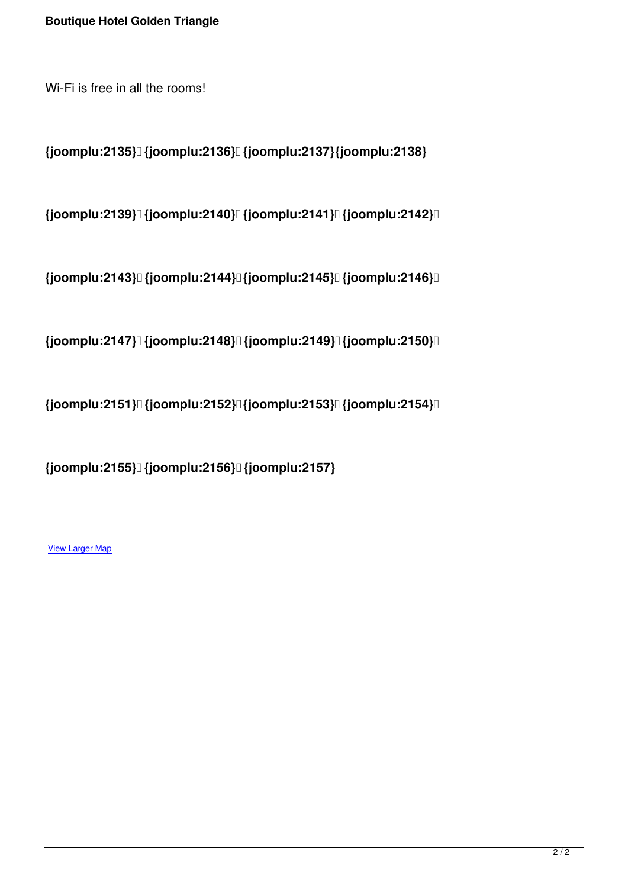Wi-Fi is free in all the rooms!

**{joomplu:2135} {joomplu:2136} {joomplu:2137}{joomplu:2138}**

**{joomplu:2139} {joomplu:2140} {joomplu:2141} {joomplu:2142}**

**{joomplu:2143} {joomplu:2144} {joomplu:2145} {joomplu:2146}**

**{joomplu:2147} {joomplu:2148} {joomplu:2149} {joomplu:2150}**

**{joomplu:2151} {joomplu:2152} {joomplu:2153} {joomplu:2154}**

**{joomplu:2155} {joomplu:2156} {joomplu:2157}**

View Larger Map